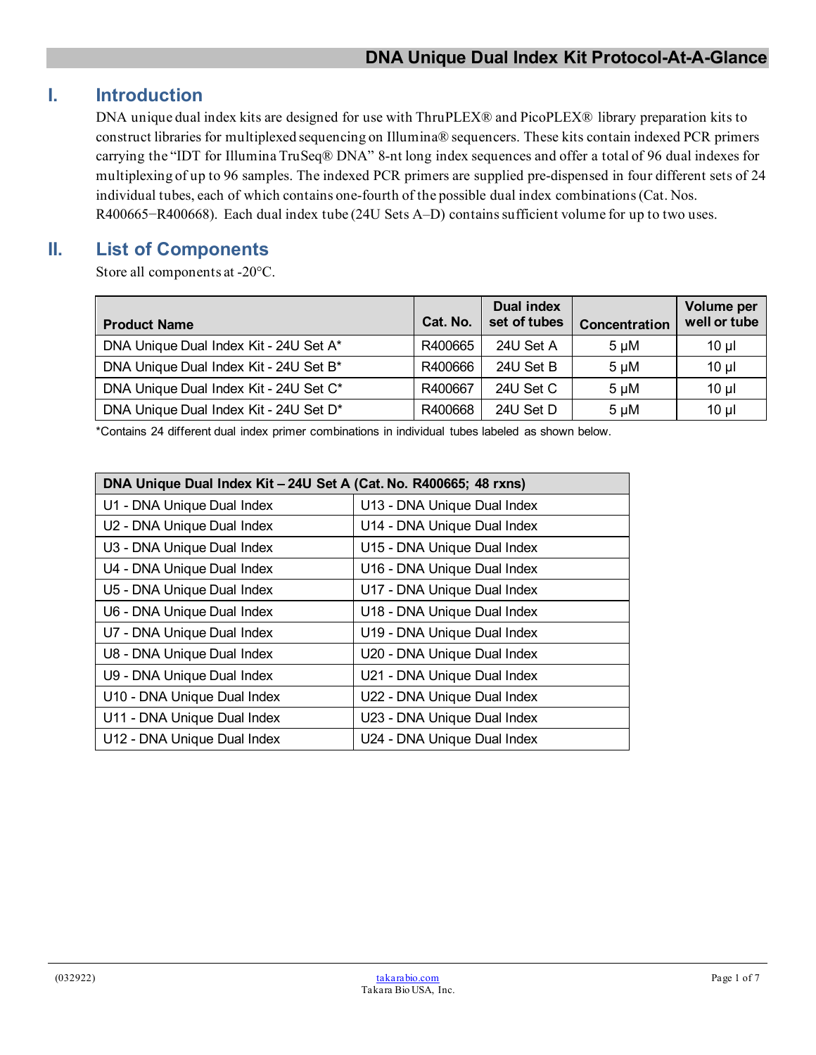# DNA Unique Dual Index Kit Protocol-At-A-Glance

## I. Introduction

DNA unique dual index kits are designed for use with ThruPLEX® and PicoPLEX® library preparation kits to construct libraries for multiplexed sequencing on Illumina® sequencers. These kits contain indexed PCR primers carrying the "IDT for Illumina TruSeq® DNA" 8-nt long index sequences and offer a total of 96 dual indexes for multiplexing of up to 96 samples. The indexed PCR primers are supplied pre-dispensed in four different sets of 24 individual tubes, each of which contains one-fourth of the possible dual index combinations (Cat. Nos. R400665−R400668). Each dual index tube (24U Sets A–D) contains sufficient volume for up to two uses.

## II. List of Components

Store all components at -20°C.

| Product Name | Cat. No. | Dual index set of tubes | Concentration | Volume per well or tube |
|---|---|---|---|---|
| DNA Unique Dual Index Kit - 24U Set A* | R400665 | 24U Set A | 5 µM | 10 µl |
| DNA Unique Dual Index Kit - 24U Set B* | R400666 | 24U Set B | 5 µM | 10 µl |
| DNA Unique Dual Index Kit - 24U Set C* | R400667 | 24U Set C | 5 µM | 10 µl |
| DNA Unique Dual Index Kit - 24U Set D* | R400668 | 24U Set D | 5 µM | 10 µl |

*Contains 24 different dual index primer combinations in individual tubes labeled as shown below.

| DNA Unique Dual Index Kit – 24U Set A (Cat. No. R400665; 48 rxns) | |
|---|---|
| U1 - DNA Unique Dual Index | U13 - DNA Unique Dual Index |
| U2 - DNA Unique Dual Index | U14 - DNA Unique Dual Index |
| U3 - DNA Unique Dual Index | U15 - DNA Unique Dual Index |
| U4 - DNA Unique Dual Index | U16 - DNA Unique Dual Index |
| U5 - DNA Unique Dual Index | U17 - DNA Unique Dual Index |
| U6 - DNA Unique Dual Index | U18 - DNA Unique Dual Index |
| U7 - DNA Unique Dual Index | U19 - DNA Unique Dual Index |
| U8 - DNA Unique Dual Index | U20 - DNA Unique Dual Index |
| U9 - DNA Unique Dual Index | U21 - DNA Unique Dual Index |
| U10 - DNA Unique Dual Index | U22 - DNA Unique Dual Index |
| U11 - DNA Unique Dual Index | U23 - DNA Unique Dual Index |
| U12 - DNA Unique Dual Index | U24 - DNA Unique Dual Index |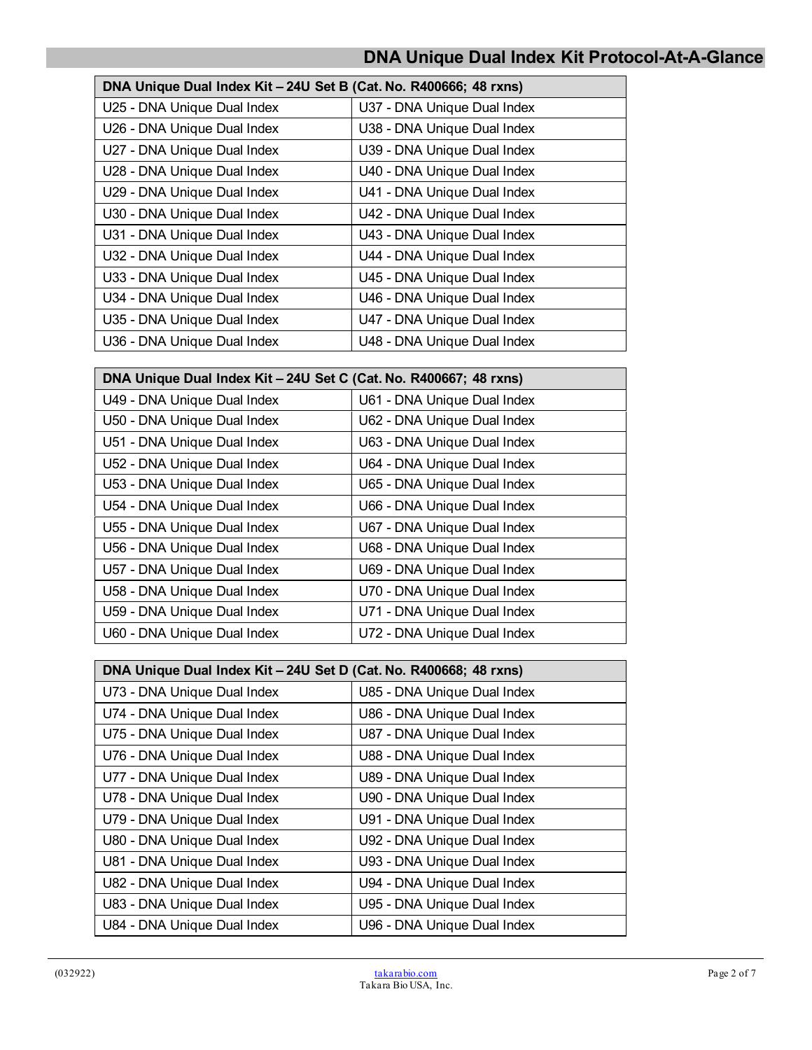| DNA Unique Dual Index Kit – 24U Set B (Cat. No. R400666; 48 rxns) | |
|---|---|
| U25 - DNA Unique Dual Index | U37 - DNA Unique Dual Index |
| U26 - DNA Unique Dual Index | U38 - DNA Unique Dual Index |
| U27 - DNA Unique Dual Index | U39 - DNA Unique Dual Index |
| U28 - DNA Unique Dual Index | U40 - DNA Unique Dual Index |
| U29 - DNA Unique Dual Index | U41 - DNA Unique Dual Index |
| U30 - DNA Unique Dual Index | U42 - DNA Unique Dual Index |
| U31 - DNA Unique Dual Index | U43 - DNA Unique Dual Index |
| U32 - DNA Unique Dual Index | U44 - DNA Unique Dual Index |
| U33 - DNA Unique Dual Index | U45 - DNA Unique Dual Index |
| U34 - DNA Unique Dual Index | U46 - DNA Unique Dual Index |
| U35 - DNA Unique Dual Index | U47 - DNA Unique Dual Index |
| U36 - DNA Unique Dual Index | U48 - DNA Unique Dual Index |

| DNA Unique Dual Index Kit – 24U Set C (Cat. No. R400667; 48 rxns) | |
|---|---|
| U49 - DNA Unique Dual Index | U61 - DNA Unique Dual Index |
| U50 - DNA Unique Dual Index | U62 - DNA Unique Dual Index |
| U51 - DNA Unique Dual Index | U63 - DNA Unique Dual Index |
| U52 - DNA Unique Dual Index | U64 - DNA Unique Dual Index |
| U53 - DNA Unique Dual Index | U65 - DNA Unique Dual Index |
| U54 - DNA Unique Dual Index | U66 - DNA Unique Dual Index |
| U55 - DNA Unique Dual Index | U67 - DNA Unique Dual Index |
| U56 - DNA Unique Dual Index | U68 - DNA Unique Dual Index |
| U57 - DNA Unique Dual Index | U69 - DNA Unique Dual Index |
| U58 - DNA Unique Dual Index | U70 - DNA Unique Dual Index |
| U59 - DNA Unique Dual Index | U71 - DNA Unique Dual Index |
| U60 - DNA Unique Dual Index | U72 - DNA Unique Dual Index |

| DNA Unique Dual Index Kit – 24U Set D (Cat. No. R400668; 48 rxns) | |
|---|---|
| U73 - DNA Unique Dual Index | U85 - DNA Unique Dual Index |
| U74 - DNA Unique Dual Index | U86 - DNA Unique Dual Index |
| U75 - DNA Unique Dual Index | U87 - DNA Unique Dual Index |
| U76 - DNA Unique Dual Index | U88 - DNA Unique Dual Index |
| U77 - DNA Unique Dual Index | U89 - DNA Unique Dual Index |
| U78 - DNA Unique Dual Index | U90 - DNA Unique Dual Index |
| U79 - DNA Unique Dual Index | U91 - DNA Unique Dual Index |
| U80 - DNA Unique Dual Index | U92 - DNA Unique Dual Index |
| U81 - DNA Unique Dual Index | U93 - DNA Unique Dual Index |
| U82 - DNA Unique Dual Index | U94 - DNA Unique Dual Index |
| U83 - DNA Unique Dual Index | U95 - DNA Unique Dual Index |
| U84 - DNA Unique Dual Index | U96 - DNA Unique Dual Index |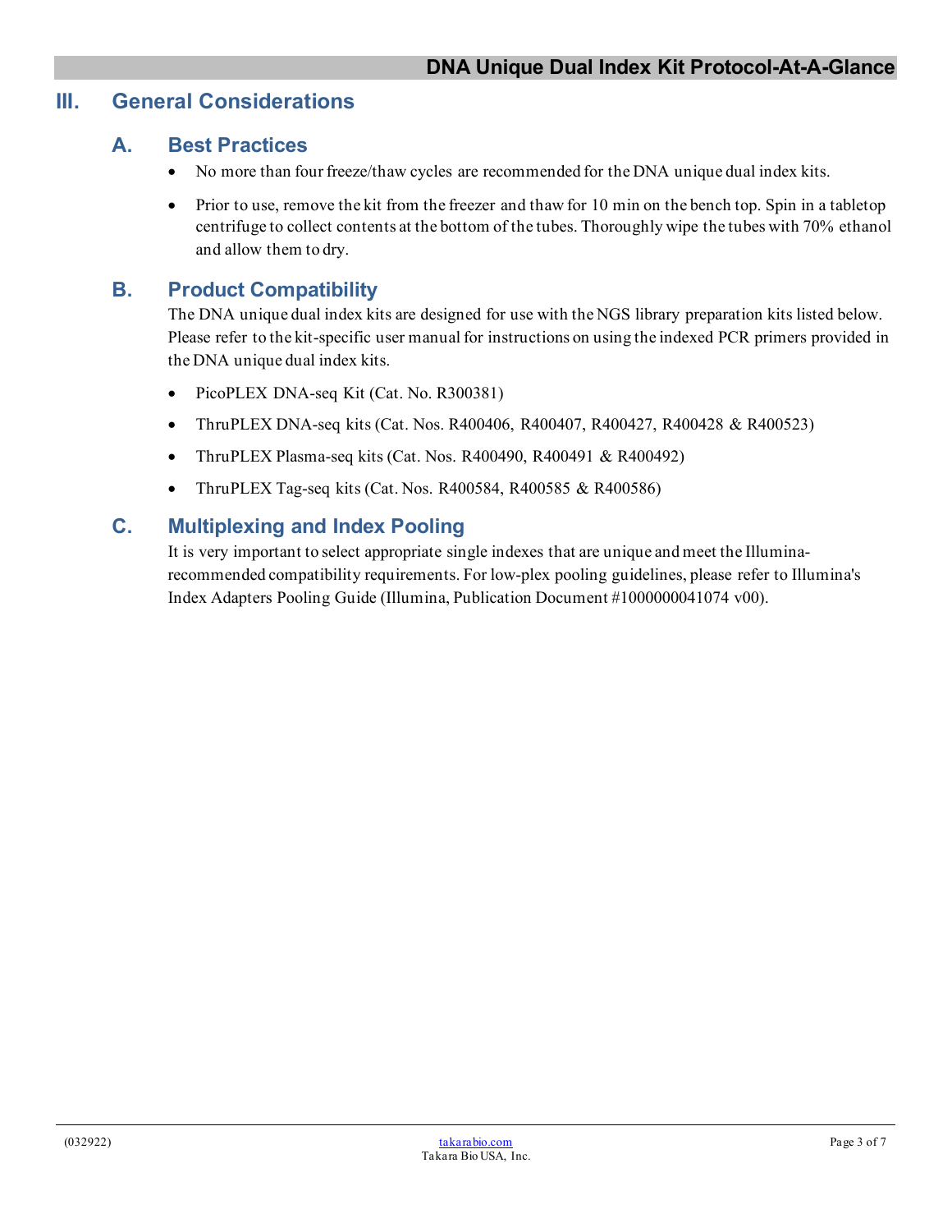## III. General Considerations

### A. Best Practices

- No more than four freeze/thaw cycles are recommended for the DNA unique dual index kits.
- Prior to use, remove the kit from the freezer and thaw for 10 min on the bench top. Spin in a tabletop centrifuge to collect contents at the bottom of the tubes. Thoroughly wipe the tubes with 70% ethanol and allow them to dry.

### B. Product Compatibility

The DNA unique dual index kits are designed for use with the NGS library preparation kits listed below. Please refer to the kit-specific user manual for instructions on using the indexed PCR primers provided in the DNA unique dual index kits.

- PicoPLEX DNA-seq Kit (Cat. No. R300381)
- ThruPLEX DNA-seq kits (Cat. Nos. R400406, R400407, R400427, R400428 & R400523)
- ThruPLEX Plasma-seq kits (Cat. Nos. R400490, R400491 & R400492)
- ThruPLEX Tag-seq kits (Cat. Nos. R400584, R400585 & R400586)

### C. Multiplexing and Index Pooling

It is very important to select appropriate single indexes that are unique and meet the Illumina-recommended compatibility requirements. For low-plex pooling guidelines, please refer to Illumina's Index Adapters Pooling Guide (Illumina, Publication Document #1000000041074 v00).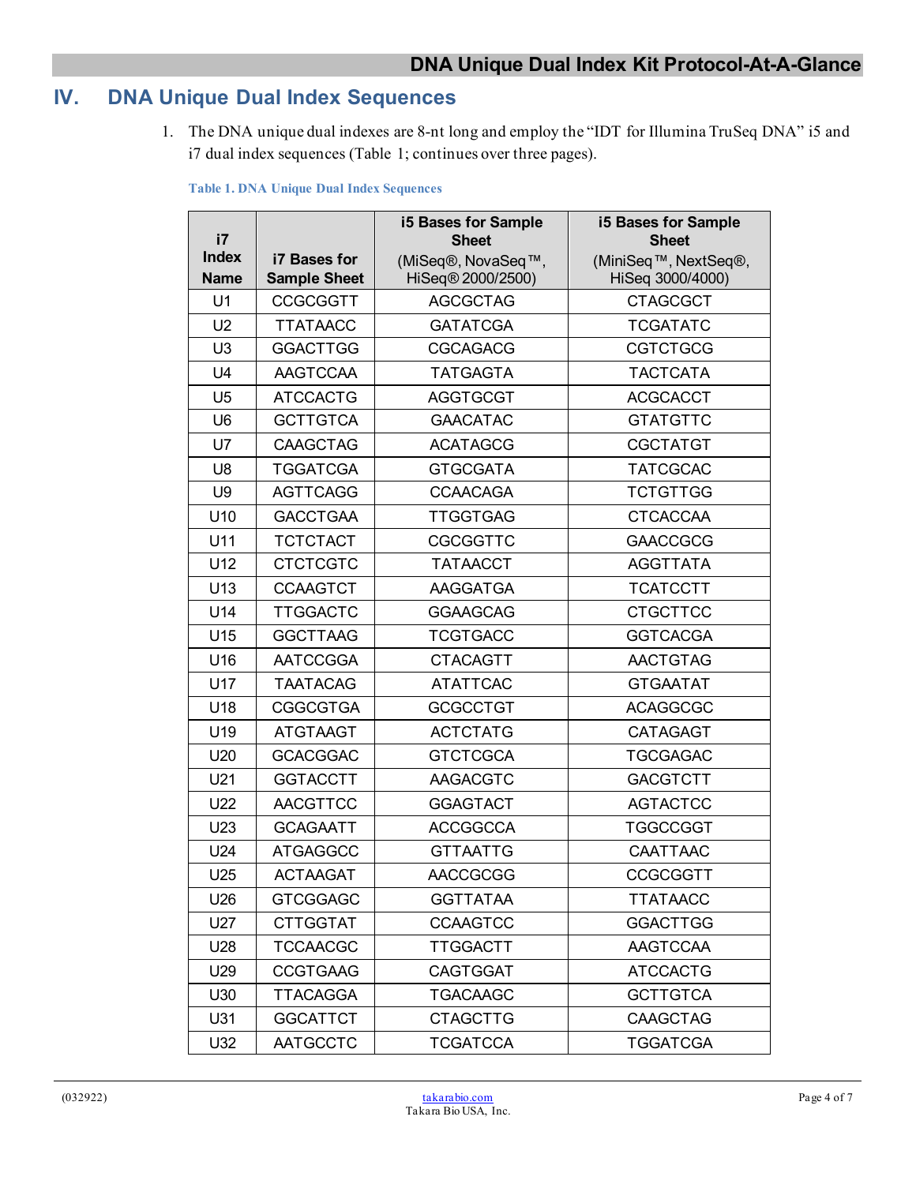## IV. DNA Unique Dual Index Sequences

1. The DNA unique dual indexes are 8-nt long and employ the "IDT for Illumina TruSeq DNA" i5 and i7 dual index sequences (Table 1; continues over three pages).

**Table 1. DNA Unique Dual Index Sequences**

| i7 Index Name | i7 Bases for Sample Sheet | i5 Bases for Sample Sheet (MiSeq®, NovaSeq™, HiSeq® 2000/2500) | i5 Bases for Sample Sheet (MiniSeq™, NextSeq®, HiSeq 3000/4000) |
|---|---|---|---|
| U1 | CCGCGGTT | AGCGCTAG | CTAGCGCT |
| U2 | TTATAACC | GATATCGA | TCGATATC |
| U3 | GGACTTGG | CGCAGACG | CGTCTGCG |
| U4 | AAGTCCAA | TATGAGTA | TACTCATA |
| U5 | ATCCACTG | AGGTGCGT | ACGCACCT |
| U6 | GCTTGTCA | GAACATAC | GTATGTTC |
| U7 | CAAGCTAG | ACATAGCG | CGCTATGT |
| U8 | TGGATCGA | GTGCGATA | TATCGCAC |
| U9 | AGTTCAGG | CCAACAGA | TCTGTTGG |
| U10 | GACCTGAA | TTGGTGAG | CTCACCAA |
| U11 | TCTCTACT | CGCGGTTC | GAACCGCG |
| U12 | CTCTCGTC | TATAACCT | AGGTTATA |
| U13 | CCAAGTCT | AAGGATGA | TCATCCTT |
| U14 | TTGGACTC | GGAAGCAG | CTGCTTCC |
| U15 | GGCTTAAG | TCGTGACC | GGTCACGA |
| U16 | AATCCGGA | CTACAGTT | AACTGTAG |
| U17 | TAATACAG | ATATTCAC | GTGAATAT |
| U18 | CGGCGTGA | GCGCCTGT | ACAGGCGC |
| U19 | ATGTAAGT | ACTCTATG | CATAGAGT |
| U20 | GCACGGAC | GTCTCGCA | TGCGAGAC |
| U21 | GGTACCTT | AAGACGTC | GACGTCTT |
| U22 | AACGTTCC | GGAGTACT | AGTACTCC |
| U23 | GCAGAATT | ACCGGCCA | TGGCCGGT |
| U24 | ATGAGGCC | GTTAATTG | CAATTAAC |
| U25 | ACTAAGAT | AACCGCGG | CCGCGGTT |
| U26 | GTCGGAGC | GGTTATAA | TTATAACC |
| U27 | CTTGGTAT | CCAAGTCC | GGACTTGG |
| U28 | TCCAACGC | TTGGACTT | AAGTCCAA |
| U29 | CCGTGAAG | CAGTGGAT | ATCCACTG |
| U30 | TTACAGGA | TGACAAGC | GCTTGTCA |
| U31 | GGCATTCT | CTAGCTTG | CAAGCTAG |
| U32 | AATGCCTC | TCGATCCA | TGGATCGA |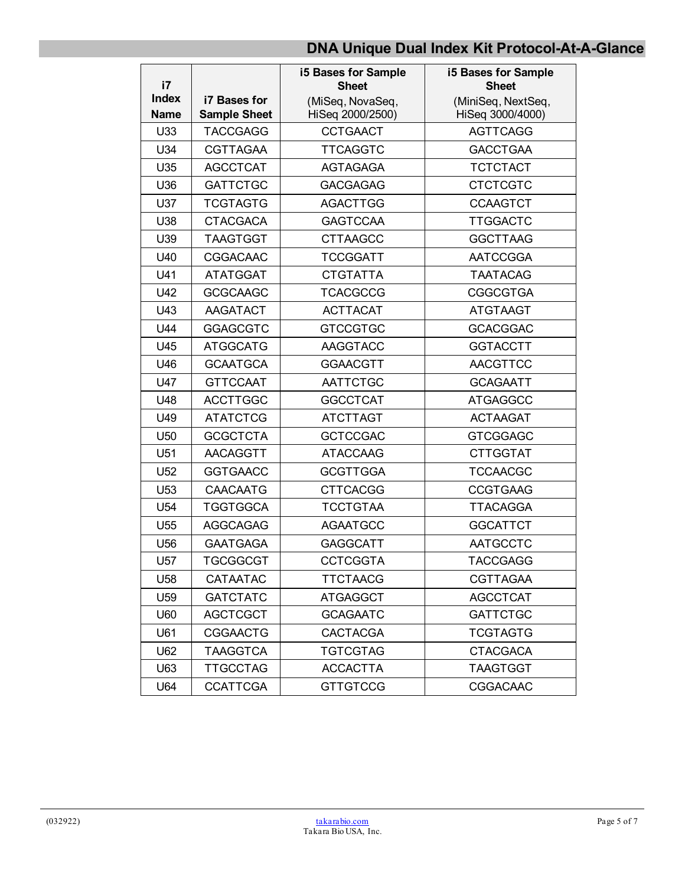| i7 Index Name | i7 Bases for Sample Sheet | i5 Bases for Sample Sheet (MiSeq, NovaSeq, HiSeq 2000/2500) | i5 Bases for Sample Sheet (MiniSeq, NextSeq, HiSeq 3000/4000) |
|---|---|---|---|
| U33 | TACCGAGG | CCTGAACT | AGTTCAGG |
| U34 | CGTTAGAA | TTCAGGTC | GACCTGAA |
| U35 | AGCCTCAT | AGTAGAGA | TCTCTACT |
| U36 | GATTCTGC | GACGAGAG | CTCTCGTC |
| U37 | TCGTAGTG | AGACTTGG | CCAAGTCT |
| U38 | CTACGACA | GAGTCCAA | TTGGACTC |
| U39 | TAAGTGGT | CTTAAGCC | GGCTTAAG |
| U40 | CGGACAAC | TCCGGATT | AATCCGGA |
| U41 | ATATGGAT | CTGTATTA | TAATACAG |
| U42 | GCGCAAGC | TCACGCCG | CGGCGTGA |
| U43 | AAGATACT | ACTTACAT | ATGTAAGT |
| U44 | GGAGCGTC | GTCCGTGC | GCACGGAC |
| U45 | ATGGCATG | AAGGTACC | GGTACCTT |
| U46 | GCAATGCA | GGAACGTT | AACGTTCC |
| U47 | GTTCCAAT | AATTCTGC | GCAGAATT |
| U48 | ACCTTGGC | GGCCTCAT | ATGAGGCC |
| U49 | ATATCTCG | ATCTTAGT | ACTAAGAT |
| U50 | GCGCTCTA | GCTCCGAC | GTCGGAGC |
| U51 | AACAGGTT | ATACCAAG | CTTGGTAT |
| U52 | GGTGAACC | GCGTTGGA | TCCAACGC |
| U53 | CAACAATG | CTTCACGG | CCGTGAAG |
| U54 | TGGTGGCA | TCCTGTAA | TTACAGGA |
| U55 | AGGCAGAG | AGAATGCC | GGCATTCT |
| U56 | GAATGAGA | GAGGCATT | AATGCCTC |
| U57 | TGCGGCGT | CCTCGGTA | TACCGAGG |
| U58 | CATAATAC | TTCTAACG | CGTTAGAA |
| U59 | GATCTATC | ATGAGGCT | AGCCTCAT |
| U60 | AGCTCGCT | GCAGAATC | GATTCTGC |
| U61 | CGGAACTG | CACTACGA | TCGTAGTG |
| U62 | TAAGGTCA | TGTCGTAG | CTACGACA |
| U63 | TTGCCTAG | ACCACTTA | TAAGTGGT |
| U64 | CCATTCGA | GTTGTCCG | CGGACAAC |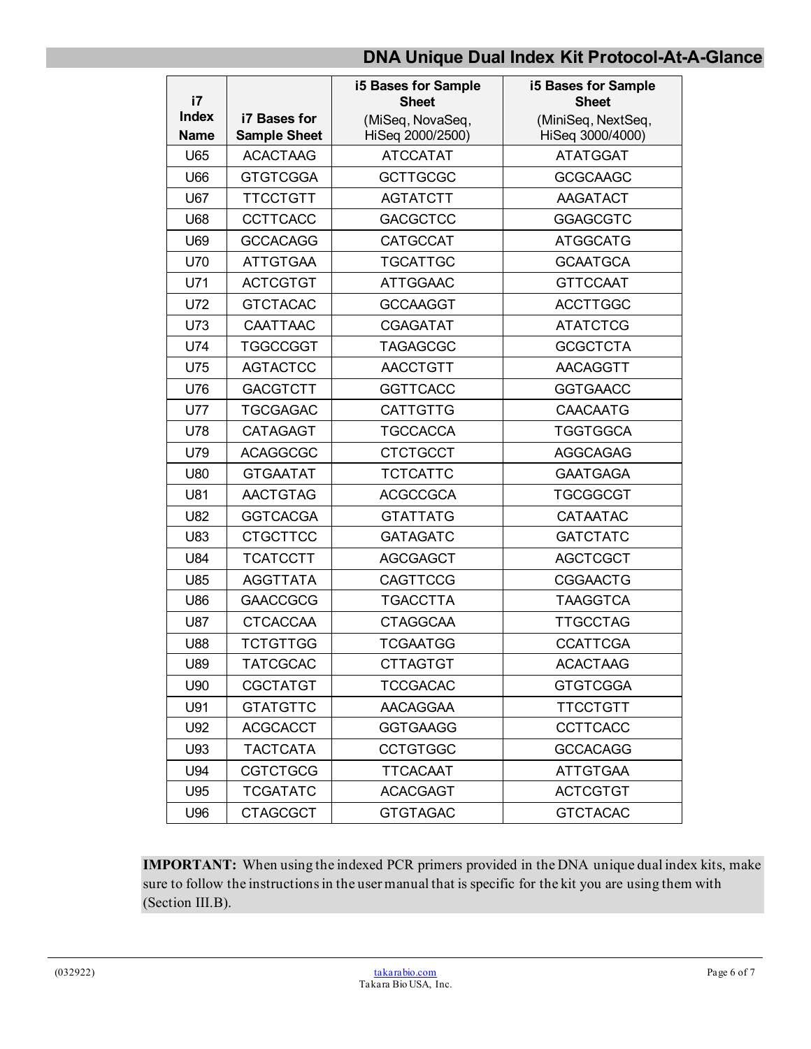| i7 Index Name | i7 Bases for Sample Sheet | i5 Bases for Sample Sheet (MiSeq, NovaSeq, HiSeq 2000/2500) | i5 Bases for Sample Sheet (MiniSeq, NextSeq, HiSeq 3000/4000) |
|---|---|---|---|
| U65 | ACACTAAG | ATCCATAT | ATATGGAT |
| U66 | GTGTCGGA | GCTTGCGC | GCGCAAGC |
| U67 | TTCCTGTT | AGTATCTT | AAGATACT |
| U68 | CCTTCACC | GACGCTCC | GGAGCGTC |
| U69 | GCCACAGG | CATGCCAT | ATGGCATG |
| U70 | ATTGTGAA | TGCATTGC | GCAATGCA |
| U71 | ACTCGTGT | ATTGGAAC | GTTCCAAT |
| U72 | GTCTACAC | GCCAAGGT | ACCTTGGC |
| U73 | CAATTAAC | CGAGATAT | ATATCTCG |
| U74 | TGGCCGGT | TAGAGCGC | GCGCTCTA |
| U75 | AGTACTCC | AACCTGTT | AACAGGTT |
| U76 | GACGTCTT | GGTTCACC | GGTGAACC |
| U77 | TGCGAGAC | CATTGTTG | CAACAATG |
| U78 | CATAGAGT | TGCCACCA | TGGTGGCA |
| U79 | ACAGGCGC | CTCTGCCT | AGGCAGAG |
| U80 | GTGAATAT | TCTCATTC | GAATGAGA |
| U81 | AACTGTAG | ACGCCGCA | TGCGGCGT |
| U82 | GGTCACGA | GTATTATG | CATAATAC |
| U83 | CTGCTTCC | GATAGATC | GATCTATC |
| U84 | TCATCCTT | AGCGAGCT | AGCTCGCT |
| U85 | AGGTTATA | CAGTTCCG | CGGAACTG |
| U86 | GAACCGCG | TGACCTTA | TAAGGTCA |
| U87 | CTCACCAA | CTAGGCAA | TTGCCTAG |
| U88 | TCTGTTGG | TCGAATGG | CCATTCGA |
| U89 | TATCGCAC | CTTAGTGT | ACACTAAG |
| U90 | CGCTATGT | TCCGACAC | GTGTCGGA |
| U91 | GTATGTTC | AACAGGAA | TTCCTGTT |
| U92 | ACGCACCT | GGTGAAGG | CCTTCACC |
| U93 | TACTCATA | CCTGTGGC | GCCACAGG |
| U94 | CGTCTGCG | TTCACAAT | ATTGTGAA |
| U95 | TCGATATC | ACACGAGT | ACTCGTGT |
| U96 | CTAGCGCT | GTGTAGAC | GTCTACAC |

**IMPORTANT:** When using the indexed PCR primers provided in the DNA unique dual index kits, make sure to follow the instructions in the user manual that is specific for the kit you are using them with (Section III.B).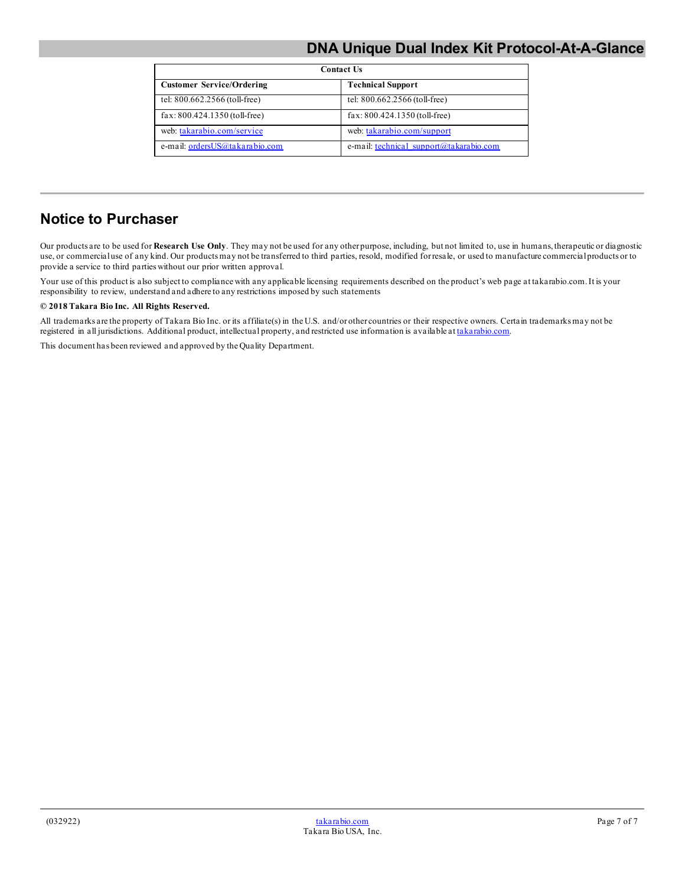| Contact Us | |
| --- | --- |
| **Customer Service/Ordering** | **Technical Support** |
| tel: 800.662.2566 (toll-free) | tel: 800.662.2566 (toll-free) |
| fax: 800.424.1350 (toll-free) | fax: 800.424.1350 (toll-free) |
| web: takarabio.com/service | web: takarabio.com/support |
| e-mail: ordersUS@takarabio.com | e-mail: technical_support@takarabio.com |

## Notice to Purchaser

Our products are to be used for **Research Use Only**. They may not be used for any other purpose, including, but not limited to, use in humans, therapeutic or diagnostic use, or commercial use of any kind. Our products may not be transferred to third parties, resold, modified for resale, or used to manufacture commercial products or to provide a service to third parties without our prior written approval.

Your use of this product is also subject to compliance with any applicable licensing requirements described on the product's web page at takarabio.com. It is your responsibility to review, understand and adhere to any restrictions imposed by such statements

**© 2018 Takara Bio Inc. All Rights Reserved.**

All trademarks are the property of Takara Bio Inc. or its affiliate(s) in the U.S. and/or other countries or their respective owners. Certain trademarks may not be registered in all jurisdictions. Additional product, intellectual property, and restricted use information is available at takarabio.com.

This document has been reviewed and approved by the Quality Department.